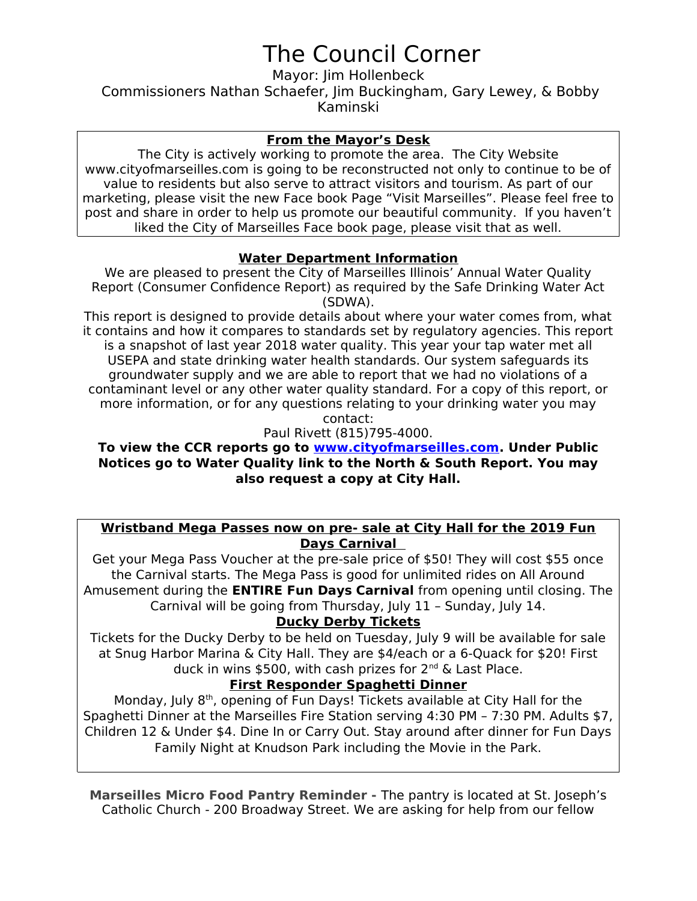# The Council Corner

Mayor: Jim Hollenbeck

Commissioners Nathan Schaefer, Jim Buckingham, Gary Lewey, & Bobby Kaminski

## From the Mayor's Desk

The City is actively working to promote the area. The City Website www.cityofmarseilles.com is going to be reconstructed not only to continue to be of value to residents but also serve to attract visitors and tourism. As part of our marketing, please visit the new Face book Page "Visit Marseilles". Please feel free to post and share in order to help us promote our beautiful community. If you haven't liked the City of Marseilles Face book page, please visit that as well.

## Water Department Information

We are pleased to present the City of Marseilles Illinois' Annual Water Quality Report (Consumer Confidence Report) as required by the Safe Drinking Water Act (SDWA).

This report is designed to provide details about where your water comes from, what it contains and how it compares to standards set by regulatory agencies. This report is a snapshot of last year 2018 water quality. This year your tap water met all USEPA and state drinking water health standards. Our system safeguards its groundwater supply and we are able to report that we had no violations of a contaminant level or any other water quality standard. For a copy of this report, or more information, or for any questions relating to your drinking water you may contact:

Paul Rivett (815)795-4000.

**To view the CCR reports go to [www.cityofmarseilles.com](www.cityofmarseilles.com). Under Public Notices go to Water Quality link to the North & South Report. You may also request a copy at City Hall.**

## Wristband Mega Passes now on pre- sale at City Hall for the 2019 Fun Days Carnival

Get your Mega Pass Voucher at the pre-sale price of $50! They will cost $55 once the Carnival starts. The Mega Pass is good for unlimited rides on All Around Amusement during the **ENTIRE Fun Days Carnival** from opening until closing. The Carnival will be going from Thursday, July 11 – Sunday, July 14.

## Ducky Derby Tickets

Tickets for the Ducky Derby to be held on Tuesday, July 9 will be available for sale at Snug Harbor Marina & City Hall. They are $4/each or a 6-Quack for $20! First duck in wins $500, with cash prizes for 2nd & Last Place.

## First Responder Spaghetti Dinner

Monday, July 8th, opening of Fun Days! Tickets available at City Hall for the Spaghetti Dinner at the Marseilles Fire Station serving 4:30 PM – 7:30 PM. Adults $7, Children 12 & Under $4. Dine In or Carry Out. Stay around after dinner for Fun Days Family Night at Knudson Park including the Movie in the Park.

**Marseilles Micro Food Pantry Reminder -** The pantry is located at St. Joseph's Catholic Church - 200 Broadway Street. We are asking for help from our fellow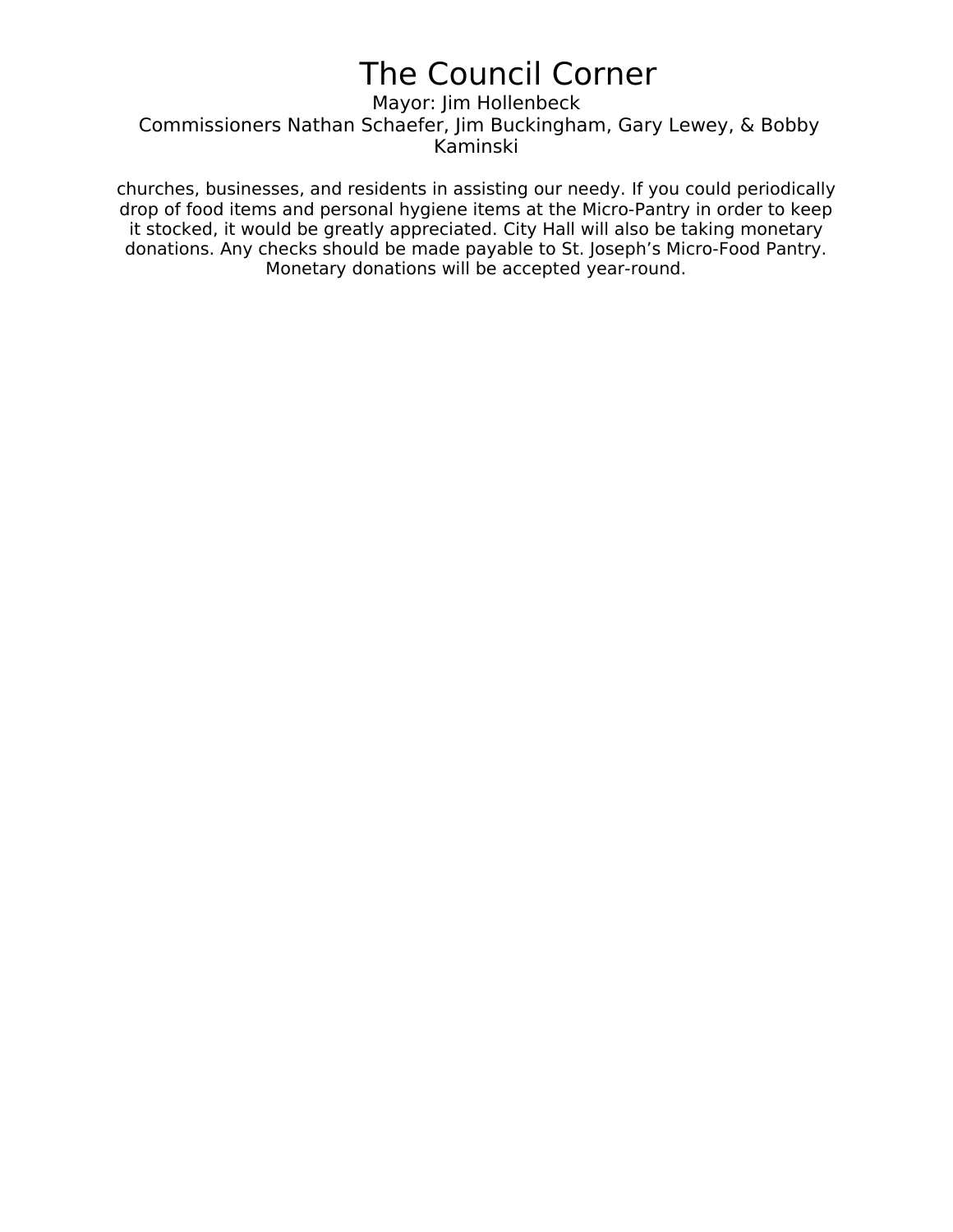churches, businesses, and residents in assisting our needy. If you could periodically drop of food items and personal hygiene items at the Micro-Pantry in order to keep it stocked, it would be greatly appreciated. City Hall will also be taking monetary donations. Any checks should be made payable to St. Joseph's Micro-Food Pantry. Monetary donations will be accepted year-round.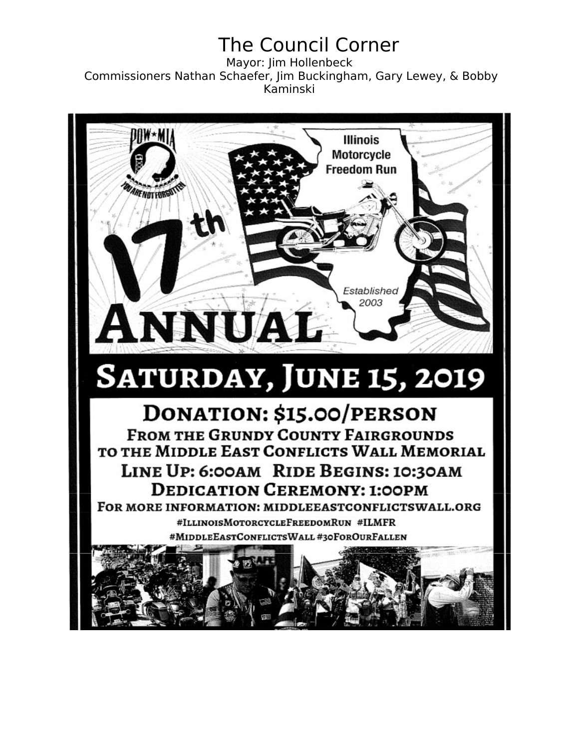# The Council Corner

Mayor: Jim Hollenbeck

Commissioners Nathan Schaefer, Jim Buckingham, Gary Lewey, & Bobby Kaminski

POW*MIA

YOU ARE NOT FORGOTTEN

Illinois Motorcycle Freedom Run

Established 2003

## 17th ANNUAL

## SATURDAY, JUNE 15, 2019

### DONATION: $15.00/PERSON

**FROM THE GRUNDY COUNTY FAIRGROUNDS TO THE MIDDLE EAST CONFLICTS WALL MEMORIAL**

**LINE UP: 6:00AM RIDE BEGINS: 10:30AM**

**DEDICATION CEREMONY: 1:00PM**

**FOR MORE INFORMATION: MIDDLEEASTCONFLICTSWALL.ORG**

#IllinoisMotorcycleFreedomRun #ILMFR

#MiddleEastConflictsWall #30ForOurFallen